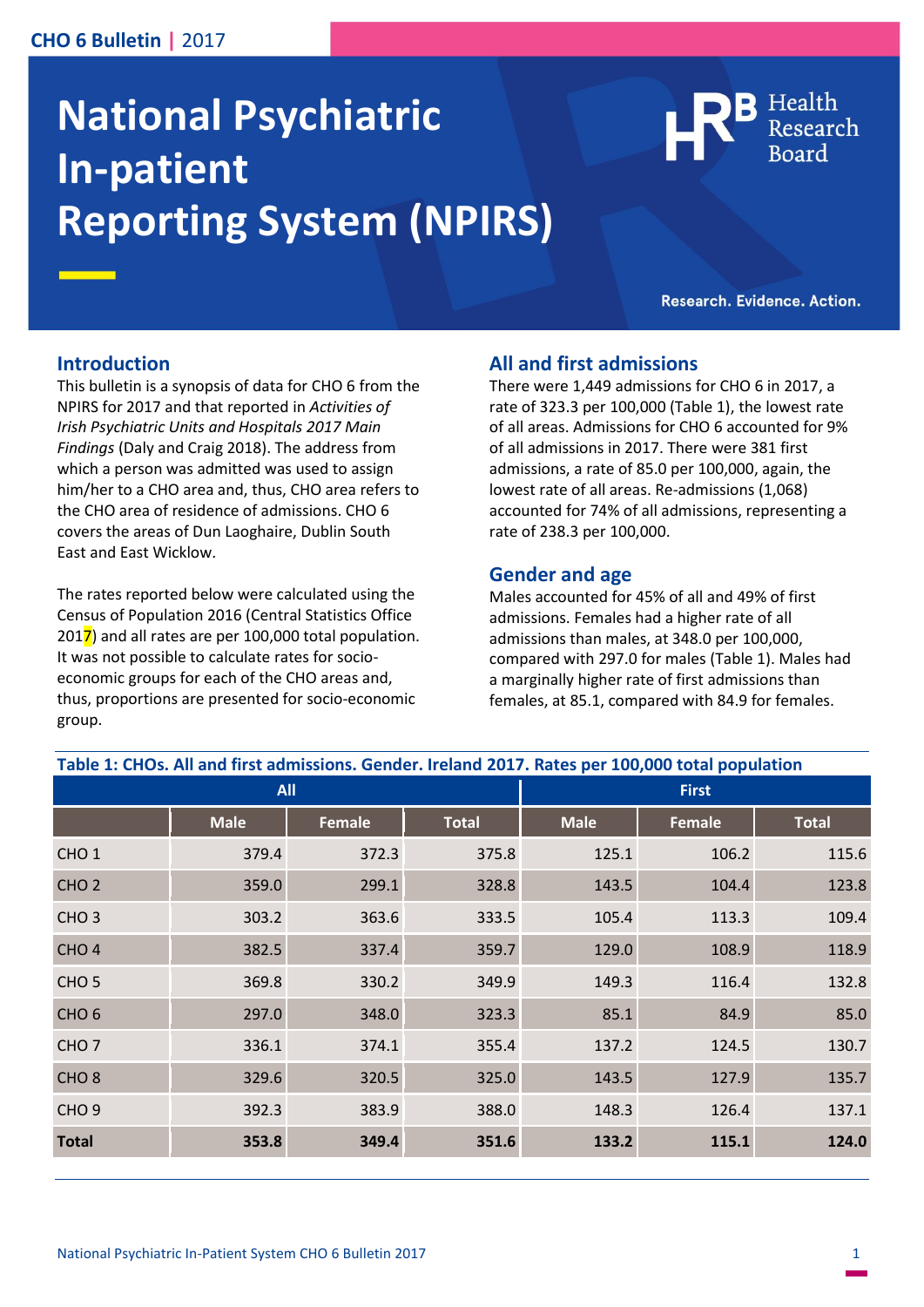# National Psychiatric In-patient Reporting System (NPIRS)

Research. Evidence. Action.

## Introduction

This bulletin is a synopsis of data for CHO 6 from the NPIRS for 2017 and that reported in *Activities of Irish Psychiatric Units and Hospitals 2017 Main Findings* (Daly and Craig 2018). The address from which a person was admitted was used to assign him/her to a CHO area and, thus, CHO area refers to the CHO area of residence of admissions. CHO 6 covers the areas of Dun Laoghaire, Dublin South East and East Wicklow.

The rates reported below were calculated using the Census of Population 2016 (Central Statistics Office 2017) and all rates are per 100,000 total population. It was not possible to calculate rates for socio-economic groups for each of the CHO areas and, thus, proportions are presented for socio-economic group.

## All and first admissions

There were 1,449 admissions for CHO 6 in 2017, a rate of 323.3 per 100,000 (Table 1), the lowest rate of all areas. Admissions for CHO 6 accounted for 9% of all admissions in 2017. There were 381 first admissions, a rate of 85.0 per 100,000, again, the lowest rate of all areas. Re-admissions (1,068) accounted for 74% of all admissions, representing a rate of 238.3 per 100,000.

## Gender and age

Males accounted for 45% of all and 49% of first admissions. Females had a higher rate of all admissions than males, at 348.0 per 100,000, compared with 297.0 for males (Table 1). Males had a marginally higher rate of first admissions than females, at 85.1, compared with 84.9 for females.

**Table 1: CHOs. All and first admissions. Gender. Ireland 2017. Rates per 100,000 total population**

| | All | | | First | | |
|---|---|---|---|---|---|---|
| | Male | Female | Total | Male | Female | Total |
| CHO 1 | 379.4 | 372.3 | 375.8 | 125.1 | 106.2 | 115.6 |
| CHO 2 | 359.0 | 299.1 | 328.8 | 143.5 | 104.4 | 123.8 |
| CHO 3 | 303.2 | 363.6 | 333.5 | 105.4 | 113.3 | 109.4 |
| CHO 4 | 382.5 | 337.4 | 359.7 | 129.0 | 108.9 | 118.9 |
| CHO 5 | 369.8 | 330.2 | 349.9 | 149.3 | 116.4 | 132.8 |
| CHO 6 | 297.0 | 348.0 | 323.3 | 85.1 | 84.9 | 85.0 |
| CHO 7 | 336.1 | 374.1 | 355.4 | 137.2 | 124.5 | 130.7 |
| CHO 8 | 329.6 | 320.5 | 325.0 | 143.5 | 127.9 | 135.7 |
| CHO 9 | 392.3 | 383.9 | 388.0 | 148.3 | 126.4 | 137.1 |
| **Total** | **353.8** | **349.4** | **351.6** | **133.2** | **115.1** | **124.0** |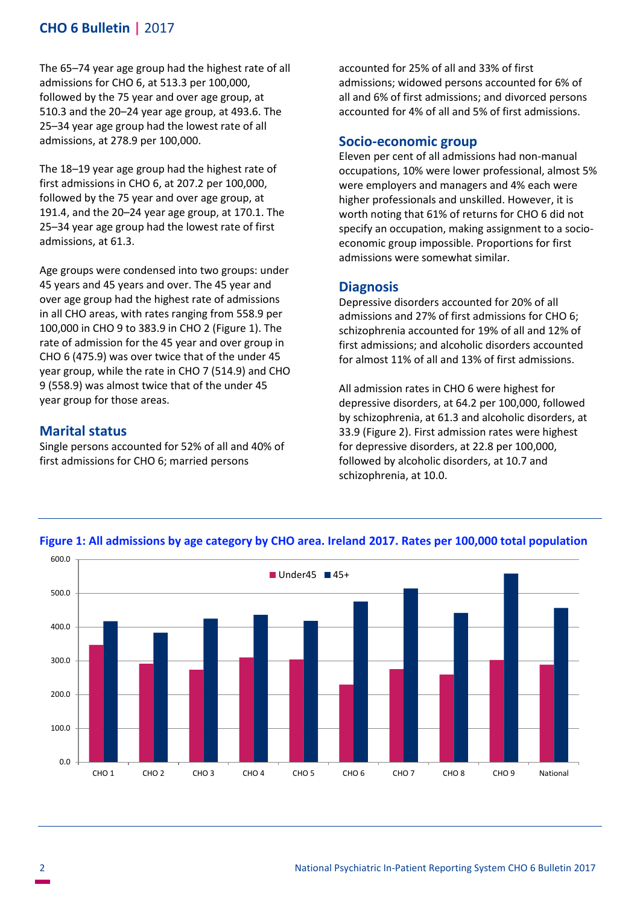The 65–74 year age group had the highest rate of all admissions for CHO 6, at 513.3 per 100,000, followed by the 75 year and over age group, at 510.3 and the 20–24 year age group, at 493.6. The 25–34 year age group had the lowest rate of all admissions, at 278.9 per 100,000.

The 18–19 year age group had the highest rate of first admissions in CHO 6, at 207.2 per 100,000, followed by the 75 year and over age group, at 191.4, and the 20–24 year age group, at 170.1. The 25–34 year age group had the lowest rate of first admissions, at 61.3.

Age groups were condensed into two groups: under 45 years and 45 years and over. The 45 year and over age group had the highest rate of admissions in all CHO areas, with rates ranging from 558.9 per 100,000 in CHO 9 to 383.9 in CHO 2 (Figure 1). The rate of admission for the 45 year and over group in CHO 6 (475.9) was over twice that of the under 45 year group, while the rate in CHO 7 (514.9) and CHO 9 (558.9) was almost twice that of the under 45 year group for those areas.

## Marital status

Single persons accounted for 52% of all and 40% of first admissions for CHO 6; married persons accounted for 25% of all and 33% of first admissions; widowed persons accounted for 6% of all and 6% of first admissions; and divorced persons accounted for 4% of all and 5% of first admissions.

## Socio-economic group

Eleven per cent of all admissions had non-manual occupations, 10% were lower professional, almost 5% were employers and managers and 4% each were higher professionals and unskilled. However, it is worth noting that 61% of returns for CHO 6 did not specify an occupation, making assignment to a socio-economic group impossible. Proportions for first admissions were somewhat similar.

## Diagnosis

Depressive disorders accounted for 20% of all admissions and 27% of first admissions for CHO 6; schizophrenia accounted for 19% of all and 12% of first admissions; and alcoholic disorders accounted for almost 11% of all and 13% of first admissions.

All admission rates in CHO 6 were highest for depressive disorders, at 64.2 per 100,000, followed by schizophrenia, at 61.3 and alcoholic disorders, at 33.9 (Figure 2). First admission rates were highest for depressive disorders, at 22.8 per 100,000, followed by alcoholic disorders, at 10.7 and schizophrenia, at 10.0.

**Figure 1: All admissions by age category by CHO area. Ireland 2017. Rates per 100,000 total population**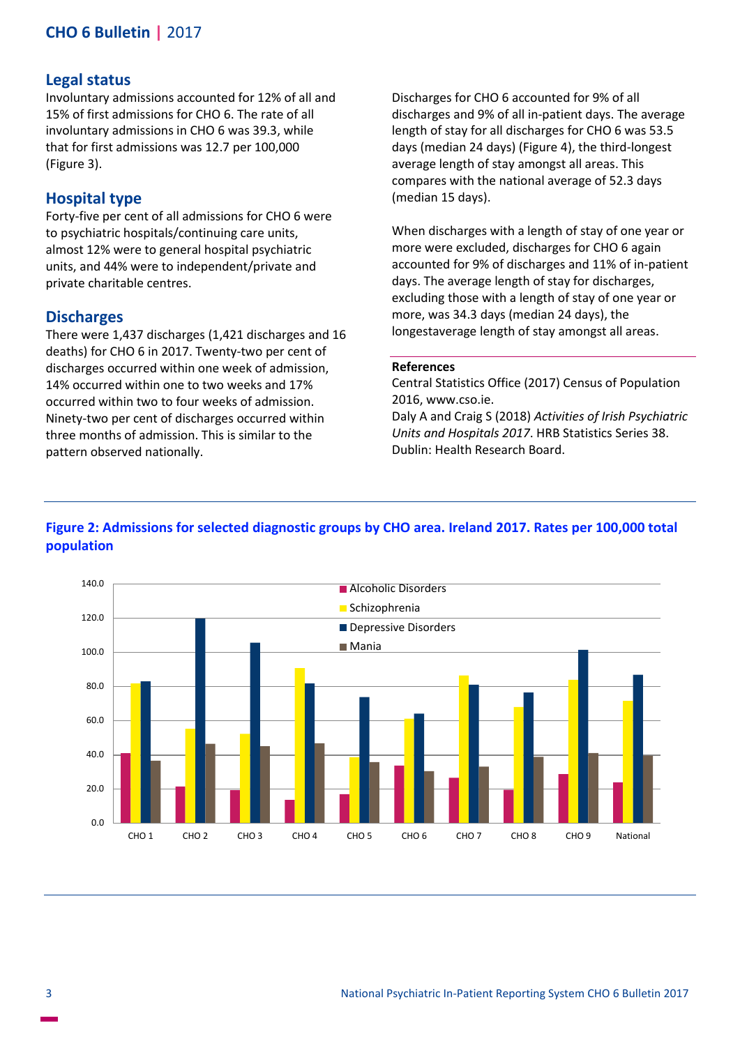## Legal status

Involuntary admissions accounted for 12% of all and 15% of first admissions for CHO 6. The rate of all involuntary admissions in CHO 6 was 39.3, while that for first admissions was 12.7 per 100,000 (Figure 3).

## Hospital type

Forty-five per cent of all admissions for CHO 6 were to psychiatric hospitals/continuing care units, almost 12% were to general hospital psychiatric units, and 44% were to independent/private and private charitable centres.

## Discharges

There were 1,437 discharges (1,421 discharges and 16 deaths) for CHO 6 in 2017. Twenty-two per cent of discharges occurred within one week of admission, 14% occurred within one to two weeks and 17% occurred within two to four weeks of admission. Ninety-two per cent of discharges occurred within three months of admission. This is similar to the pattern observed nationally.

Discharges for CHO 6 accounted for 9% of all discharges and 9% of all in-patient days. The average length of stay for all discharges for CHO 6 was 53.5 days (median 24 days) (Figure 4), the third-longest average length of stay amongst all areas. This compares with the national average of 52.3 days (median 15 days).

When discharges with a length of stay of one year or more were excluded, discharges for CHO 6 again accounted for 9% of discharges and 11% of in-patient days. The average length of stay for discharges, excluding those with a length of stay of one year or more, was 34.3 days (median 24 days), the longestaverage length of stay amongst all areas.

**References**

Central Statistics Office (2017) Census of Population 2016, www.cso.ie.

Daly A and Craig S (2018) *Activities of Irish Psychiatric Units and Hospitals 2017*. HRB Statistics Series 38. Dublin: Health Research Board.

**Figure 2: Admissions for selected diagnostic groups by CHO area. Ireland 2017. Rates per 100,000 total population**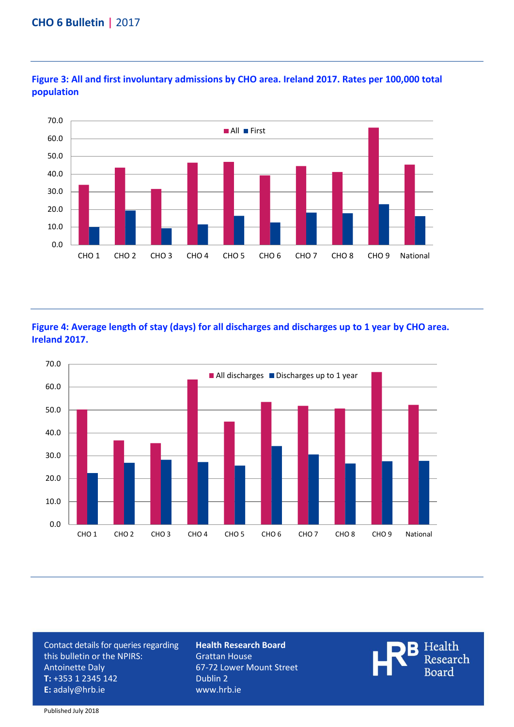**Figure 3: All and first involuntary admissions by CHO area. Ireland 2017. Rates per 100,000 total population**

70.0
60.0
50.0
40.0
30.0
20.0
10.0
0.0

All First

CHO 1 CHO 2 CHO 3 CHO 4 CHO 5 CHO 6 CHO 7 CHO 8 CHO 9 National

**Figure 4: Average length of stay (days) for all discharges and discharges up to 1 year by CHO area. Ireland 2017.**

70.0
60.0
50.0
40.0
30.0
20.0
10.0
0.0

All discharges Discharges up to 1 year

CHO 1 CHO 2 CHO 3 CHO 4 CHO 5 CHO 6 CHO 7 CHO 8 CHO 9 National

Contact details for queries regarding this bulletin or the NPIRS:
Antoinette Daly
**T:** +353 1 2345 142
**E:** adaly@hrb.ie

**Health Research Board**
Grattan House
67-72 Lower Mount Street
Dublin 2
www.hrb.ie

Health Research Board

Published July 2018